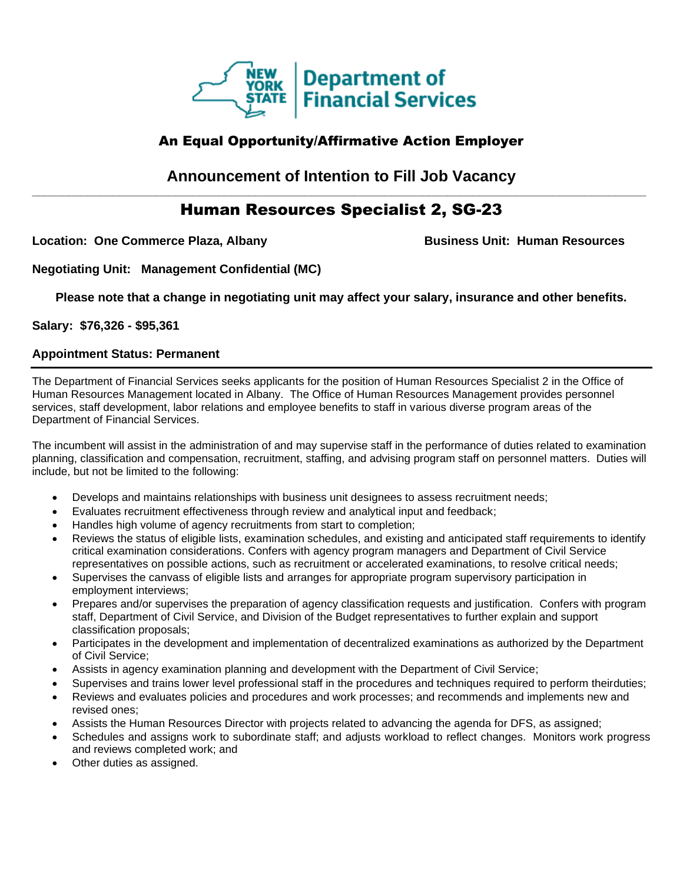# NEW YORK STATE Department of Financial Services

**An Equal Opportunity/Affirmative Action Employer**

## Announcement of Intention to Fill Job Vacancy

## Human Resources Specialist 2, SG-23

**Location: One Commerce Plaza, Albany** **Business Unit: Human Resources**

**Negotiating Unit: Management Confidential (MC)**

**Please note that a change in negotiating unit may affect your salary, insurance and other benefits.**

**Salary: $76,326 - $95,361**

**Appointment Status: Permanent**

The Department of Financial Services seeks applicants for the position of Human Resources Specialist 2 in the Office of Human Resources Management located in Albany. The Office of Human Resources Management provides personnel services, staff development, labor relations and employee benefits to staff in various diverse program areas of the Department of Financial Services.

The incumbent will assist in the administration of and may supervise staff in the performance of duties related to examination planning, classification and compensation, recruitment, staffing, and advising program staff on personnel matters. Duties will include, but not be limited to the following:

- Develops and maintains relationships with business unit designees to assess recruitment needs;
- Evaluates recruitment effectiveness through review and analytical input and feedback;
- Handles high volume of agency recruitments from start to completion;
- Reviews the status of eligible lists, examination schedules, and existing and anticipated staff requirements to identify critical examination considerations. Confers with agency program managers and Department of Civil Service representatives on possible actions, such as recruitment or accelerated examinations, to resolve critical needs;
- Supervises the canvass of eligible lists and arranges for appropriate program supervisory participation in employment interviews;
- Prepares and/or supervises the preparation of agency classification requests and justification. Confers with program staff, Department of Civil Service, and Division of the Budget representatives to further explain and support classification proposals;
- Participates in the development and implementation of decentralized examinations as authorized by the Department of Civil Service;
- Assists in agency examination planning and development with the Department of Civil Service;
- Supervises and trains lower level professional staff in the procedures and techniques required to perform theirduties;
- Reviews and evaluates policies and procedures and work processes; and recommends and implements new and revised ones;
- Assists the Human Resources Director with projects related to advancing the agenda for DFS, as assigned;
- Schedules and assigns work to subordinate staff; and adjusts workload to reflect changes. Monitors work progress and reviews completed work; and
- Other duties as assigned.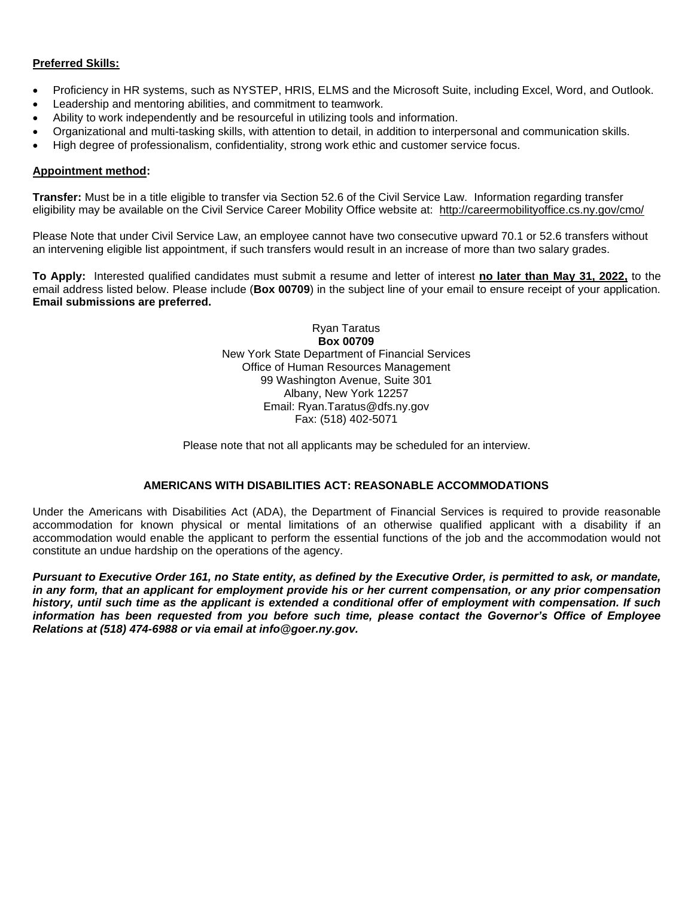**Preferred Skills:**

- Proficiency in HR systems, such as NYSTEP, HRIS, ELMS and the Microsoft Suite, including Excel, Word, and Outlook.
- Leadership and mentoring abilities, and commitment to teamwork.
- Ability to work independently and be resourceful in utilizing tools and information.
- Organizational and multi-tasking skills, with attention to detail, in addition to interpersonal and communication skills.
- High degree of professionalism, confidentiality, strong work ethic and customer service focus.

**Appointment method:**

**Transfer:** Must be in a title eligible to transfer via Section 52.6 of the Civil Service Law. Information regarding transfer eligibility may be available on the Civil Service Career Mobility Office website at: http://careermobilityoffice.cs.ny.gov/cmo/

Please Note that under Civil Service Law, an employee cannot have two consecutive upward 70.1 or 52.6 transfers without an intervening eligible list appointment, if such transfers would result in an increase of more than two salary grades.

**To Apply:** Interested qualified candidates must submit a resume and letter of interest **no later than May 31, 2022,** to the email address listed below. Please include (**Box 00709**) in the subject line of your email to ensure receipt of your application. **Email submissions are preferred.**

Ryan Taratus
**Box 00709**
New York State Department of Financial Services
Office of Human Resources Management
99 Washington Avenue, Suite 301
Albany, New York 12257
Email: Ryan.Taratus@dfs.ny.gov
Fax: (518) 402-5071

Please note that not all applicants may be scheduled for an interview.

**AMERICANS WITH DISABILITIES ACT: REASONABLE ACCOMMODATIONS**

Under the Americans with Disabilities Act (ADA), the Department of Financial Services is required to provide reasonable accommodation for known physical or mental limitations of an otherwise qualified applicant with a disability if an accommodation would enable the applicant to perform the essential functions of the job and the accommodation would not constitute an undue hardship on the operations of the agency.

***Pursuant to Executive Order 161, no State entity, as defined by the Executive Order, is permitted to ask, or mandate, in any form, that an applicant for employment provide his or her current compensation, or any prior compensation history, until such time as the applicant is extended a conditional offer of employment with compensation. If such information has been requested from you before such time, please contact the Governor's Office of Employee Relations at (518) 474-6988 or via email at info@goer.ny.gov.***